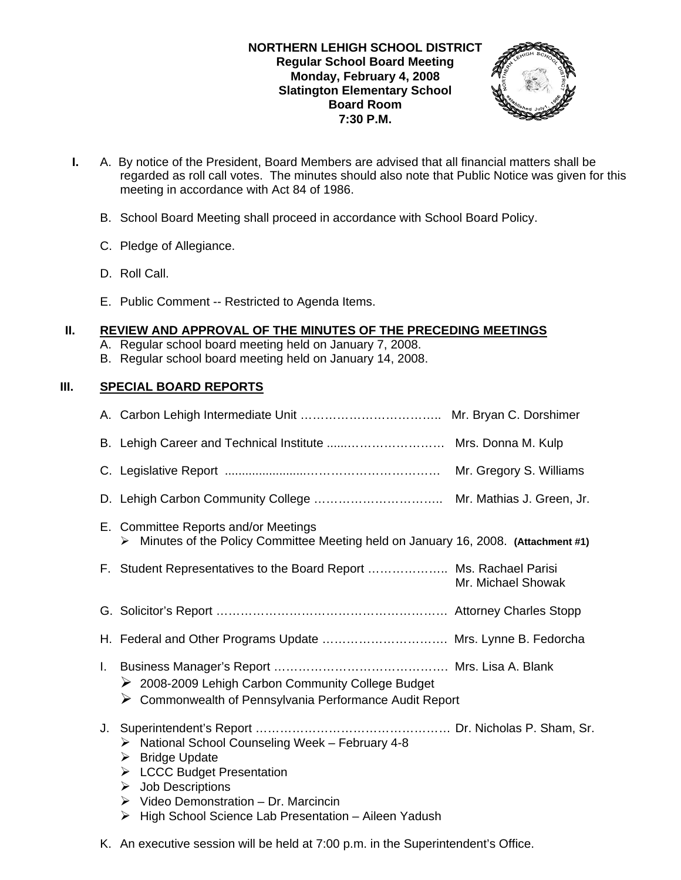**NORTHERN LEHIGH SCHOOL DISTRICT**
**Regular School Board Meeting**
**Monday, February 4, 2008**
**Slatington Elementary School**
**Board Room**
**7:30 P.M.**

**I.** A. By notice of the President, Board Members are advised that all financial matters shall be regarded as roll call votes. The minutes should also note that Public Notice was given for this meeting in accordance with Act 84 of 1986.

B. School Board Meeting shall proceed in accordance with School Board Policy.

C. Pledge of Allegiance.

D. Roll Call.

E. Public Comment -- Restricted to Agenda Items.

**II. REVIEW AND APPROVAL OF THE MINUTES OF THE PRECEDING MEETINGS**

A. Regular school board meeting held on January 7, 2008.
B. Regular school board meeting held on January 14, 2008.

**III. SPECIAL BOARD REPORTS**

A. Carbon Lehigh Intermediate Unit …………………………….. Mr. Bryan C. Dorshimer

B. Lehigh Career and Technical Institute .....…………………… Mrs. Donna M. Kulp

C. Legislative Report .......................…………………………. Mr. Gregory S. Williams

D. Lehigh Carbon Community College ………………………….. Mr. Mathias J. Green, Jr.

E. Committee Reports and/or Meetings
- Minutes of the Policy Committee Meeting held on January 16, 2008. **(Attachment #1)**

F. Student Representatives to the Board Report ……………….. Ms. Rachael Parisi
Mr. Michael Showak

G. Solicitor's Report …………………………………………………. Attorney Charles Stopp

H. Federal and Other Programs Update …………………………. Mrs. Lynne B. Fedorcha

I. Business Manager's Report …………………………………… Mrs. Lisa A. Blank
- 2008-2009 Lehigh Carbon Community College Budget
- Commonwealth of Pennsylvania Performance Audit Report

J. Superintendent's Report ………………………………………… Dr. Nicholas P. Sham, Sr.
- National School Counseling Week – February 4-8
- Bridge Update
- LCCC Budget Presentation
- Job Descriptions
- Video Demonstration – Dr. Marcincin
- High School Science Lab Presentation – Aileen Yadush

K. An executive session will be held at 7:00 p.m. in the Superintendent's Office.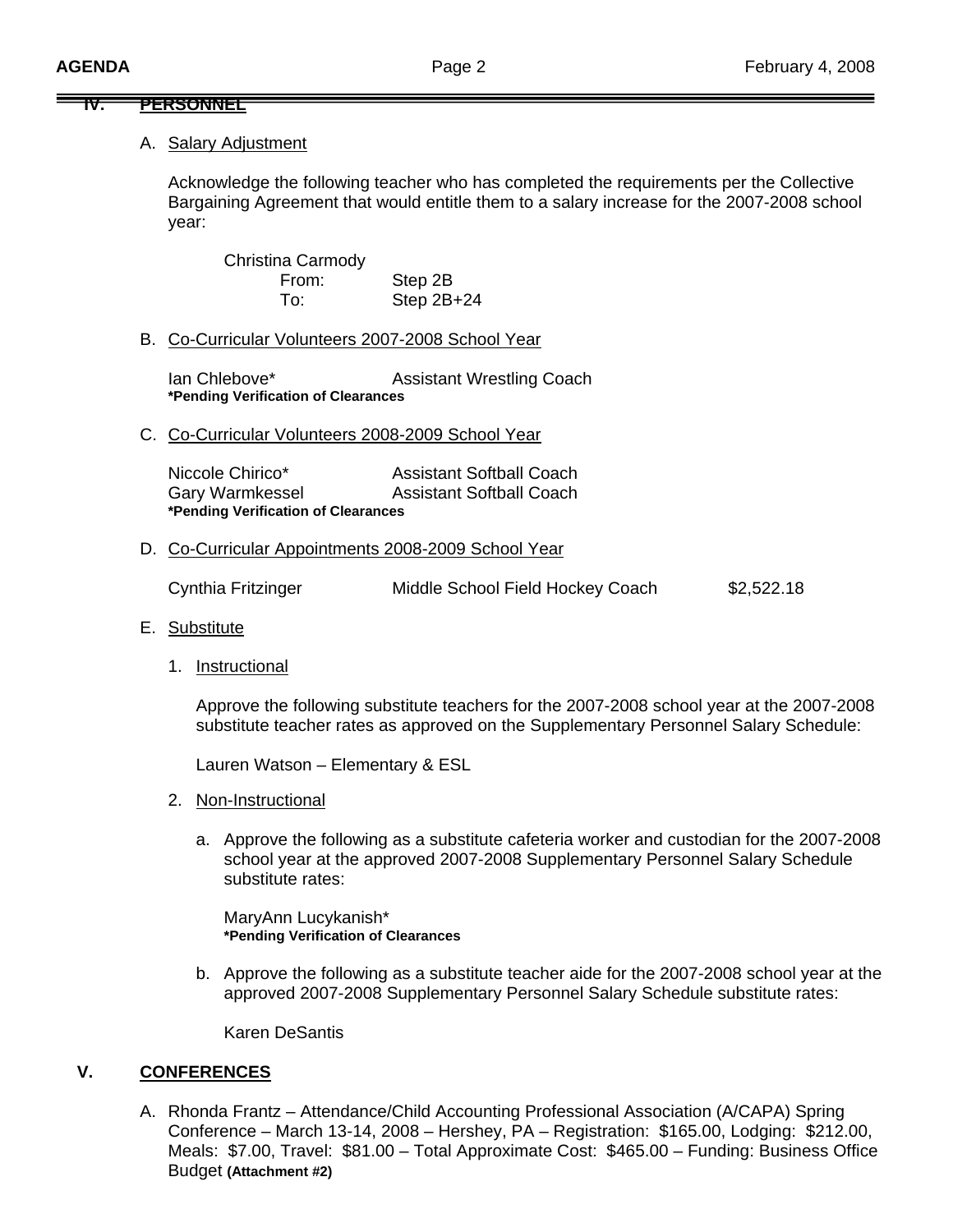## IV. PERSONNEL

A. Salary Adjustment

Acknowledge the following teacher who has completed the requirements per the Collective Bargaining Agreement that would entitle them to a salary increase for the 2007-2008 school year:

Christina Carmody
From: Step 2B
To: Step 2B+24

B. Co-Curricular Volunteers 2007-2008 School Year

Ian Chlebove* — Assistant Wrestling Coach
**\*Pending Verification of Clearances**

C. Co-Curricular Volunteers 2008-2009 School Year

Niccole Chirico* — Assistant Softball Coach
Gary Warmkessel — Assistant Softball Coach
**\*Pending Verification of Clearances**

D. Co-Curricular Appointments 2008-2009 School Year

Cynthia Fritzinger — Middle School Field Hockey Coach — $2,522.18

E. Substitute

1. Instructional

   Approve the following substitute teachers for the 2007-2008 school year at the 2007-2008 substitute teacher rates as approved on the Supplementary Personnel Salary Schedule:

   Lauren Watson – Elementary & ESL

2. Non-Instructional

   a. Approve the following as a substitute cafeteria worker and custodian for the 2007-2008 school year at the approved 2007-2008 Supplementary Personnel Salary Schedule substitute rates:

      MaryAnn Lucykanish*
      **\*Pending Verification of Clearances**

   b. Approve the following as a substitute teacher aide for the 2007-2008 school year at the approved 2007-2008 Supplementary Personnel Salary Schedule substitute rates:

      Karen DeSantis

## V. CONFERENCES

A. Rhonda Frantz – Attendance/Child Accounting Professional Association (A/CAPA) Spring Conference – March 13-14, 2008 – Hershey, PA – Registration: $165.00, Lodging: $212.00, Meals: $7.00, Travel: $81.00 – Total Approximate Cost: $465.00 – Funding: Business Office Budget **(Attachment #2)**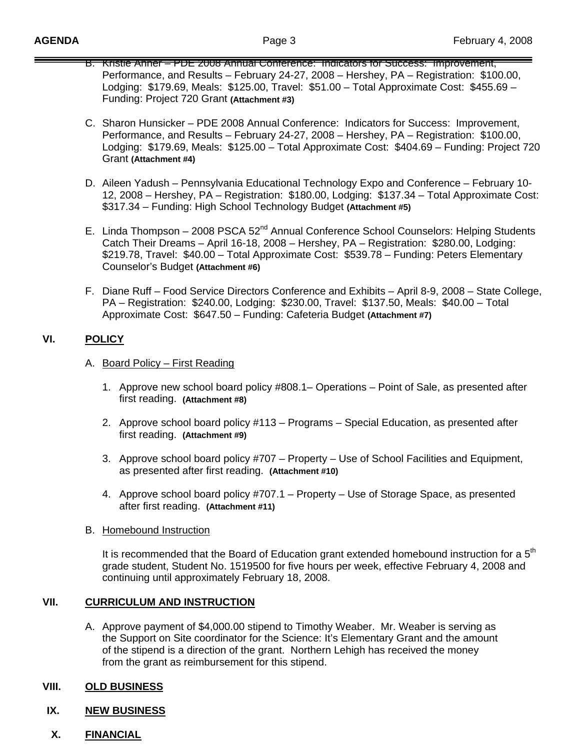B. Kristie Ahner – PDE 2008 Annual Conference: Indicators for Success: Improvement, Performance, and Results – February 24-27, 2008 – Hershey, PA – Registration: $100.00, Lodging: $179.69, Meals: $125.00, Travel: $51.00 – Total Approximate Cost: $455.69 – Funding: Project 720 Grant **(Attachment #3)**

C. Sharon Hunsicker – PDE 2008 Annual Conference: Indicators for Success: Improvement, Performance, and Results – February 24-27, 2008 – Hershey, PA – Registration: $100.00, Lodging: $179.69, Meals: $125.00 – Total Approximate Cost: $404.69 – Funding: Project 720 Grant **(Attachment #4)**

D. Aileen Yadush – Pennsylvania Educational Technology Expo and Conference – February 10-12, 2008 – Hershey, PA – Registration: $180.00, Lodging: $137.34 – Total Approximate Cost: $317.34 – Funding: High School Technology Budget **(Attachment #5)**

E. Linda Thompson – 2008 PSCA 52nd Annual Conference School Counselors: Helping Students Catch Their Dreams – April 16-18, 2008 – Hershey, PA – Registration: $280.00, Lodging: $219.78, Travel: $40.00 – Total Approximate Cost: $539.78 – Funding: Peters Elementary Counselor's Budget **(Attachment #6)**

F. Diane Ruff – Food Service Directors Conference and Exhibits – April 8-9, 2008 – State College, PA – Registration: $240.00, Lodging: $230.00, Travel: $137.50, Meals: $40.00 – Total Approximate Cost: $647.50 – Funding: Cafeteria Budget **(Attachment #7)**

## VI. POLICY

A. Board Policy – First Reading

1. Approve new school board policy #808.1– Operations – Point of Sale, as presented after first reading. **(Attachment #8)**

2. Approve school board policy #113 – Programs – Special Education, as presented after first reading. **(Attachment #9)**

3. Approve school board policy #707 – Property – Use of School Facilities and Equipment, as presented after first reading. **(Attachment #10)**

4. Approve school board policy #707.1 – Property – Use of Storage Space, as presented after first reading. **(Attachment #11)**

B. Homebound Instruction

It is recommended that the Board of Education grant extended homebound instruction for a 5th grade student, Student No. 1519500 for five hours per week, effective February 4, 2008 and continuing until approximately February 18, 2008.

## VII. CURRICULUM AND INSTRUCTION

A. Approve payment of $4,000.00 stipend to Timothy Weaber. Mr. Weaber is serving as the Support on Site coordinator for the Science: It's Elementary Grant and the amount of the stipend is a direction of the grant. Northern Lehigh has received the money from the grant as reimbursement for this stipend.

## VIII. OLD BUSINESS

## IX. NEW BUSINESS

## X. FINANCIAL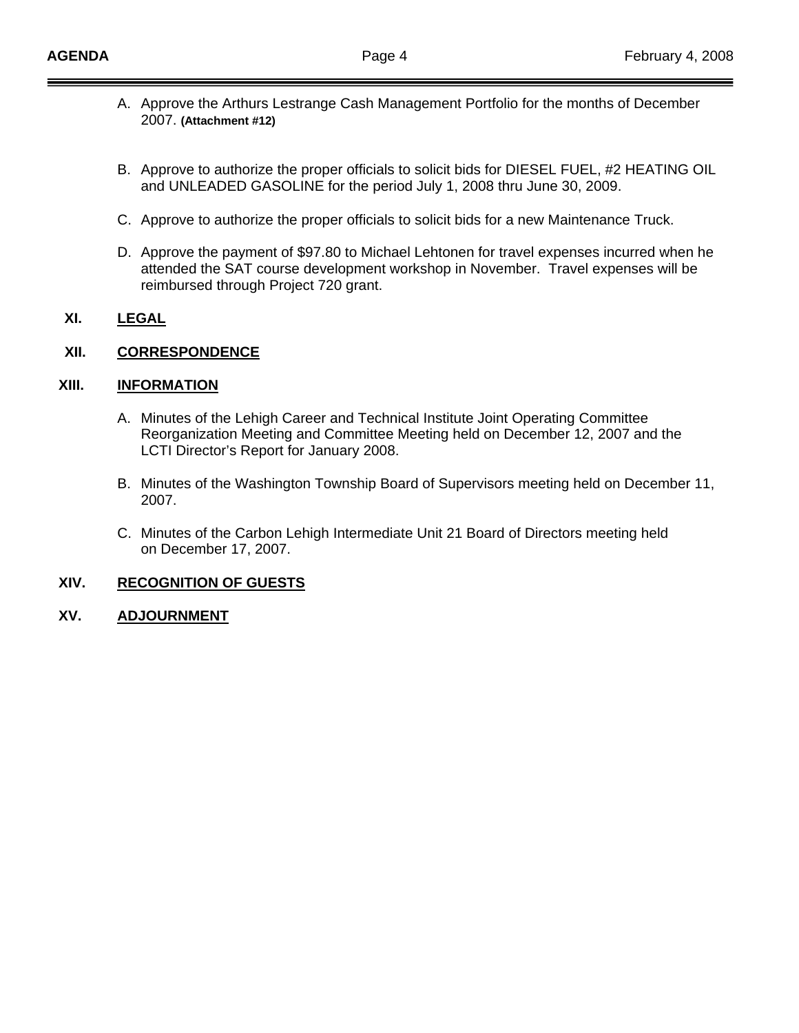A. Approve the Arthurs Lestrange Cash Management Portfolio for the months of December 2007. **(Attachment #12)**

B. Approve to authorize the proper officials to solicit bids for DIESEL FUEL, #2 HEATING OIL and UNLEADED GASOLINE for the period July 1, 2008 thru June 30, 2009.

C. Approve to authorize the proper officials to solicit bids for a new Maintenance Truck.

D. Approve the payment of $97.80 to Michael Lehtonen for travel expenses incurred when he attended the SAT course development workshop in November. Travel expenses will be reimbursed through Project 720 grant.

## XI. LEGAL

## XII. CORRESPONDENCE

## XIII. INFORMATION

A. Minutes of the Lehigh Career and Technical Institute Joint Operating Committee Reorganization Meeting and Committee Meeting held on December 12, 2007 and the LCTI Director's Report for January 2008.

B. Minutes of the Washington Township Board of Supervisors meeting held on December 11, 2007.

C. Minutes of the Carbon Lehigh Intermediate Unit 21 Board of Directors meeting held on December 17, 2007.

## XIV. RECOGNITION OF GUESTS

## XV. ADJOURNMENT